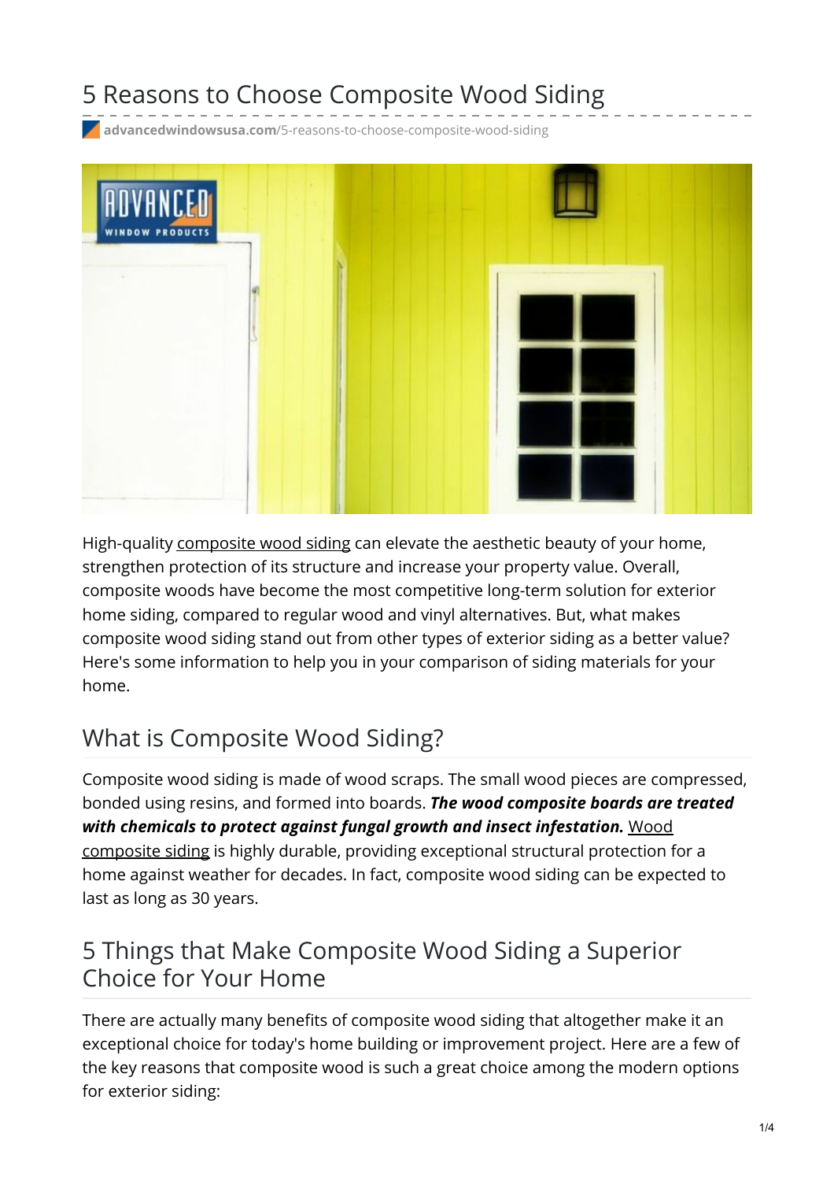# 5 Reasons to Choose Composite Wood Siding

advancedwindowsusa.com/5-reasons-to-choose-composite-wood-siding

High-quality composite wood siding can elevate the aesthetic beauty of your home, strengthen protection of its structure and increase your property value. Overall, composite woods have become the most competitive long-term solution for exterior home siding, compared to regular wood and vinyl alternatives. But, what makes composite wood siding stand out from other types of exterior siding as a better value? Here's some information to help you in your comparison of siding materials for your home.

## What is Composite Wood Siding?

Composite wood siding is made of wood scraps. The small wood pieces are compressed, bonded using resins, and formed into boards. ***The wood composite boards are treated with chemicals to protect against fungal growth and insect infestation.*** Wood composite siding is highly durable, providing exceptional structural protection for a home against weather for decades. In fact, composite wood siding can be expected to last as long as 30 years.

## 5 Things that Make Composite Wood Siding a Superior Choice for Your Home

There are actually many benefits of composite wood siding that altogether make it an exceptional choice for today's home building or improvement project. Here are a few of the key reasons that composite wood is such a great choice among the modern options for exterior siding: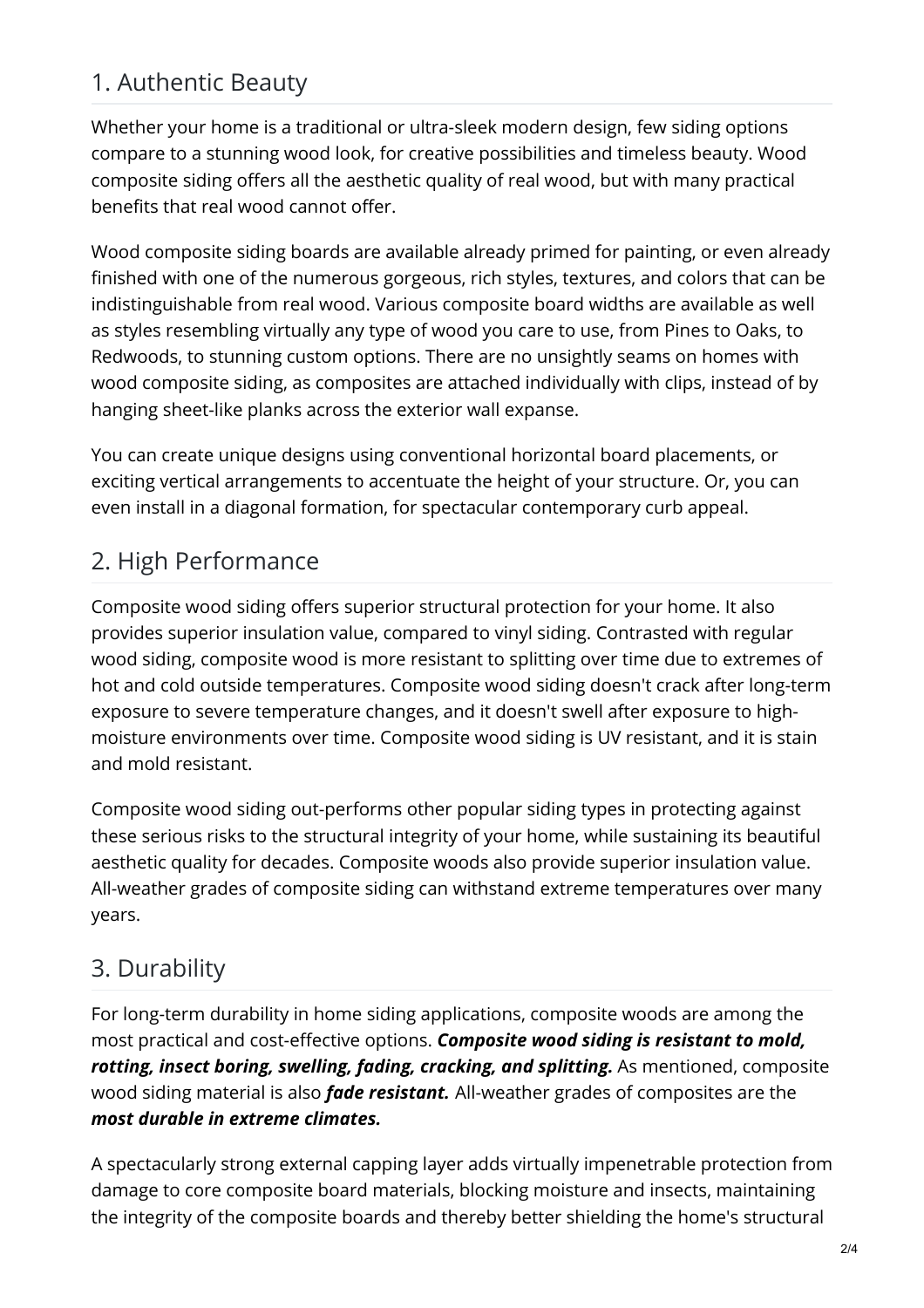## 1. Authentic Beauty

Whether your home is a traditional or ultra-sleek modern design, few siding options compare to a stunning wood look, for creative possibilities and timeless beauty. Wood composite siding offers all the aesthetic quality of real wood, but with many practical benefits that real wood cannot offer.

Wood composite siding boards are available already primed for painting, or even already finished with one of the numerous gorgeous, rich styles, textures, and colors that can be indistinguishable from real wood. Various composite board widths are available as well as styles resembling virtually any type of wood you care to use, from Pines to Oaks, to Redwoods, to stunning custom options. There are no unsightly seams on homes with wood composite siding, as composites are attached individually with clips, instead of by hanging sheet-like planks across the exterior wall expanse.

You can create unique designs using conventional horizontal board placements, or exciting vertical arrangements to accentuate the height of your structure. Or, you can even install in a diagonal formation, for spectacular contemporary curb appeal.

## 2. High Performance

Composite wood siding offers superior structural protection for your home. It also provides superior insulation value, compared to vinyl siding. Contrasted with regular wood siding, composite wood is more resistant to splitting over time due to extremes of hot and cold outside temperatures. Composite wood siding doesn't crack after long-term exposure to severe temperature changes, and it doesn't swell after exposure to high-moisture environments over time. Composite wood siding is UV resistant, and it is stain and mold resistant.

Composite wood siding out-performs other popular siding types in protecting against these serious risks to the structural integrity of your home, while sustaining its beautiful aesthetic quality for decades. Composite woods also provide superior insulation value. All-weather grades of composite siding can withstand extreme temperatures over many years.

## 3. Durability

For long-term durability in home siding applications, composite woods are among the most practical and cost-effective options. ***Composite wood siding is resistant to mold, rotting, insect boring, swelling, fading, cracking, and splitting.*** As mentioned, composite wood siding material is also ***fade resistant.*** All-weather grades of composites are the ***most durable in extreme climates.***

A spectacularly strong external capping layer adds virtually impenetrable protection from damage to core composite board materials, blocking moisture and insects, maintaining the integrity of the composite boards and thereby better shielding the home's structural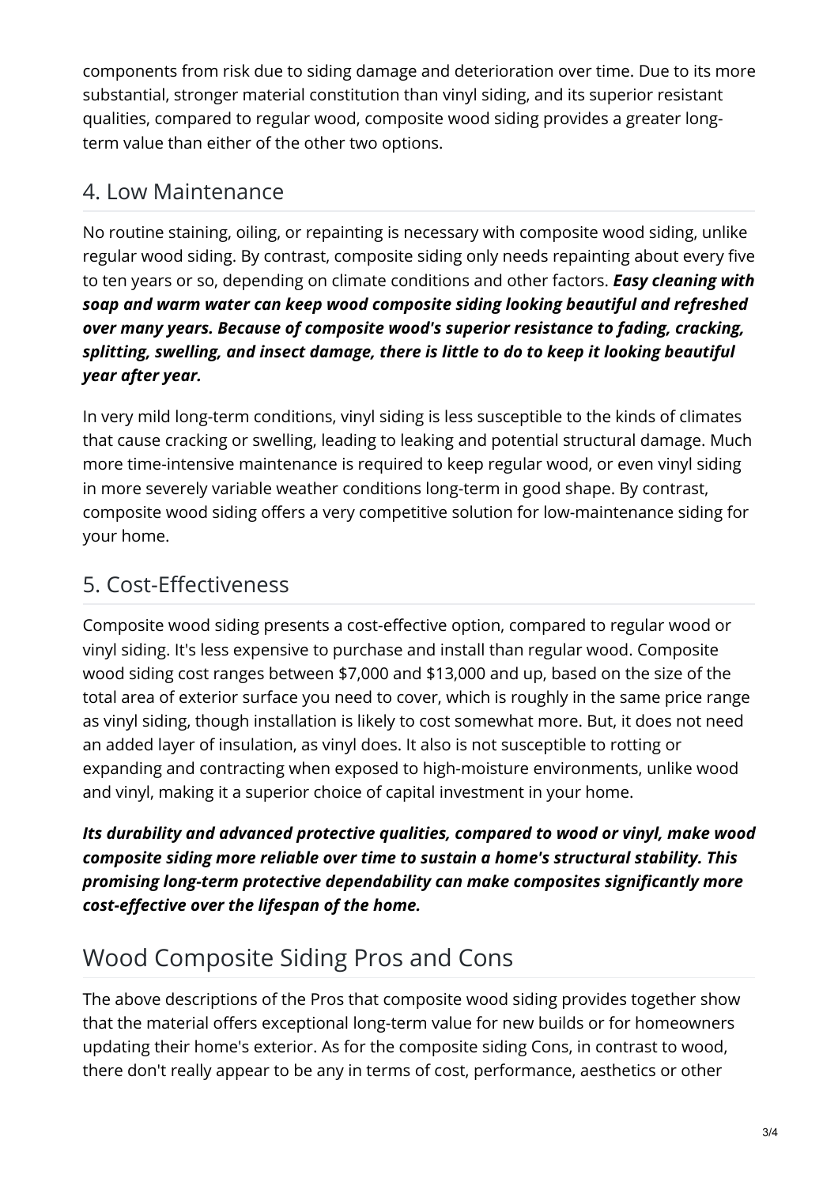components from risk due to siding damage and deterioration over time. Due to its more substantial, stronger material constitution than vinyl siding, and its superior resistant qualities, compared to regular wood, composite wood siding provides a greater long-term value than either of the other two options.

## 4. Low Maintenance

No routine staining, oiling, or repainting is necessary with composite wood siding, unlike regular wood siding. By contrast, composite siding only needs repainting about every five to ten years or so, depending on climate conditions and other factors. ***Easy cleaning with soap and warm water can keep wood composite siding looking beautiful and refreshed over many years. Because of composite wood's superior resistance to fading, cracking, splitting, swelling, and insect damage, there is little to do to keep it looking beautiful year after year.***

In very mild long-term conditions, vinyl siding is less susceptible to the kinds of climates that cause cracking or swelling, leading to leaking and potential structural damage. Much more time-intensive maintenance is required to keep regular wood, or even vinyl siding in more severely variable weather conditions long-term in good shape. By contrast, composite wood siding offers a very competitive solution for low-maintenance siding for your home.

## 5. Cost-Effectiveness

Composite wood siding presents a cost-effective option, compared to regular wood or vinyl siding. It's less expensive to purchase and install than regular wood. Composite wood siding cost ranges between $7,000 and $13,000 and up, based on the size of the total area of exterior surface you need to cover, which is roughly in the same price range as vinyl siding, though installation is likely to cost somewhat more. But, it does not need an added layer of insulation, as vinyl does. It also is not susceptible to rotting or expanding and contracting when exposed to high-moisture environments, unlike wood and vinyl, making it a superior choice of capital investment in your home.

***Its durability and advanced protective qualities, compared to wood or vinyl, make wood composite siding more reliable over time to sustain a home's structural stability. This promising long-term protective dependability can make composites significantly more cost-effective over the lifespan of the home.***

# Wood Composite Siding Pros and Cons

The above descriptions of the Pros that composite wood siding provides together show that the material offers exceptional long-term value for new builds or for homeowners updating their home's exterior. As for the composite siding Cons, in contrast to wood, there don't really appear to be any in terms of cost, performance, aesthetics or other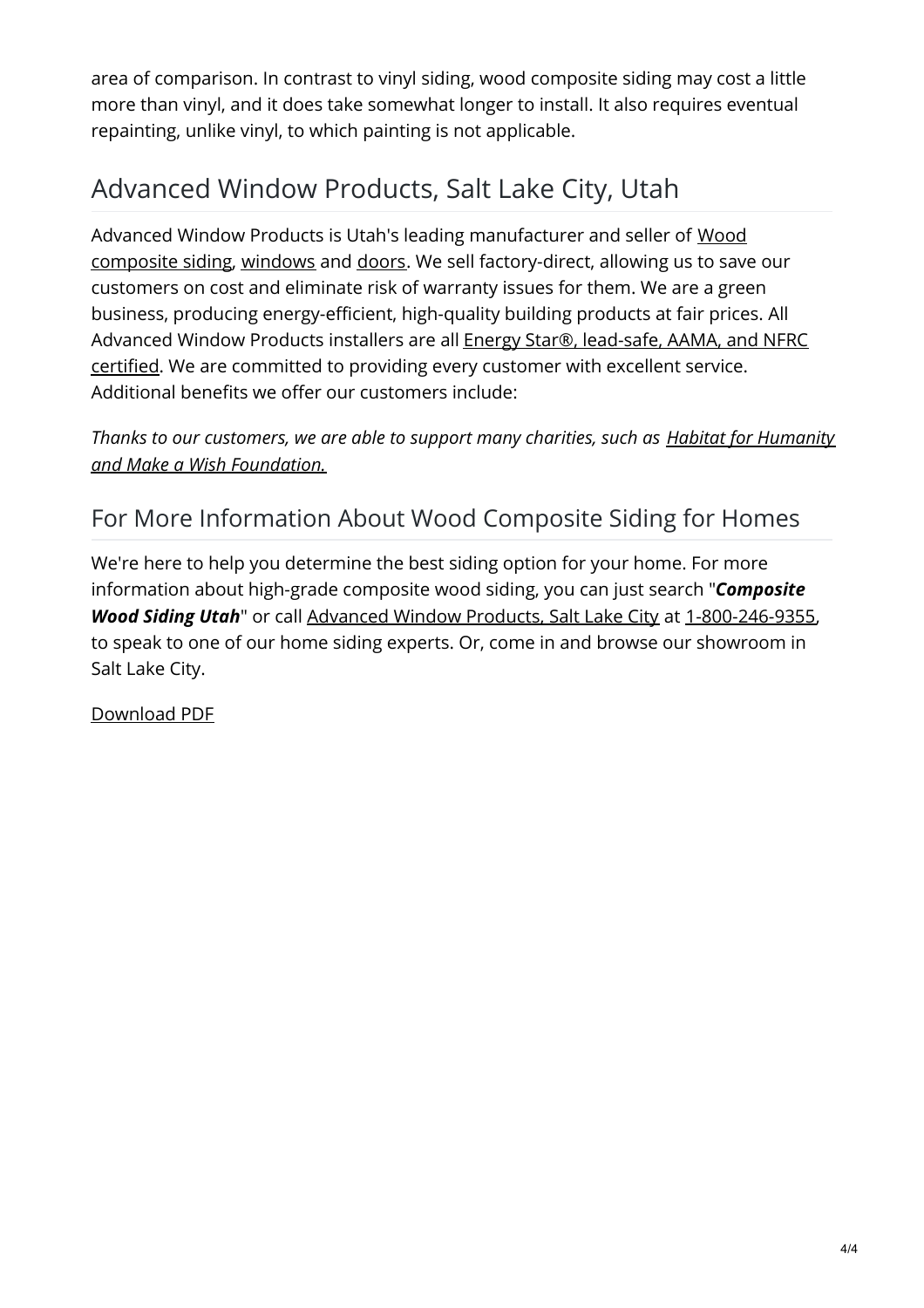area of comparison. In contrast to vinyl siding, wood composite siding may cost a little more than vinyl, and it does take somewhat longer to install. It also requires eventual repainting, unlike vinyl, to which painting is not applicable.

## Advanced Window Products, Salt Lake City, Utah

Advanced Window Products is Utah's leading manufacturer and seller of Wood composite siding, windows and doors. We sell factory-direct, allowing us to save our customers on cost and eliminate risk of warranty issues for them. We are a green business, producing energy-efficient, high-quality building products at fair prices. All Advanced Window Products installers are all Energy Star®, lead-safe, AAMA, and NFRC certified. We are committed to providing every customer with excellent service. Additional benefits we offer our customers include:

*Thanks to our customers, we are able to support many charities, such as Habitat for Humanity and Make a Wish Foundation.*

## For More Information About Wood Composite Siding for Homes

We're here to help you determine the best siding option for your home. For more information about high-grade composite wood siding, you can just search "***Composite Wood Siding Utah***" or call Advanced Window Products, Salt Lake City at 1-800-246-9355, to speak to one of our home siding experts. Or, come in and browse our showroom in Salt Lake City.

Download PDF